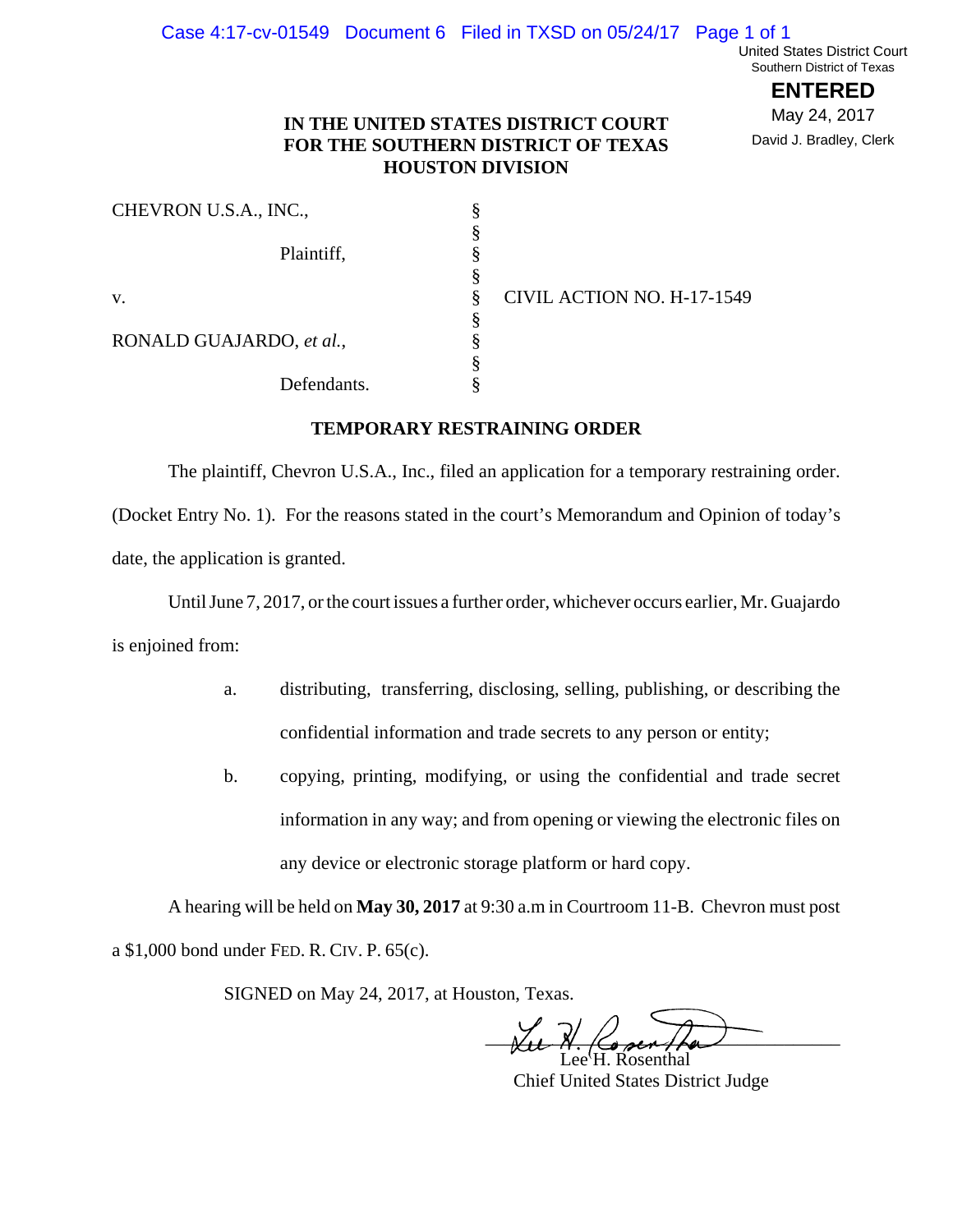United States District Court
Southern District of Texas

**ENTERED**

May 24, 2017

David J. Bradley, Clerk

**IN THE UNITED STATES DISTRICT COURT**
**FOR THE SOUTHERN DISTRICT OF TEXAS**
**HOUSTON DIVISION**

| | | |
|---|---|---|
| CHEVRON U.S.A., INC., | § | |
| | § | |
| Plaintiff, | § | |
| | § | |
| v. | § | CIVIL ACTION NO. H-17-1549 |
| | § | |
| RONALD GUAJARDO, *et al.*, | § | |
| | § | |
| Defendants. | § | |

**TEMPORARY RESTRAINING ORDER**

The plaintiff, Chevron U.S.A., Inc., filed an application for a temporary restraining order. (Docket Entry No. 1). For the reasons stated in the court's Memorandum and Opinion of today's date, the application is granted.

Until June 7, 2017, or the court issues a further order, whichever occurs earlier, Mr. Guajardo is enjoined from:

a. distributing, transferring, disclosing, selling, publishing, or describing the confidential information and trade secrets to any person or entity;

b. copying, printing, modifying, or using the confidential and trade secret information in any way; and from opening or viewing the electronic files on any device or electronic storage platform or hard copy.

A hearing will be held on **May 30, 2017** at 9:30 a.m in Courtroom 11-B. Chevron must post a $1,000 bond under FED. R. CIV. P. 65(c).

SIGNED on May 24, 2017, at Houston, Texas.

Lee H. Rosenthal
Chief United States District Judge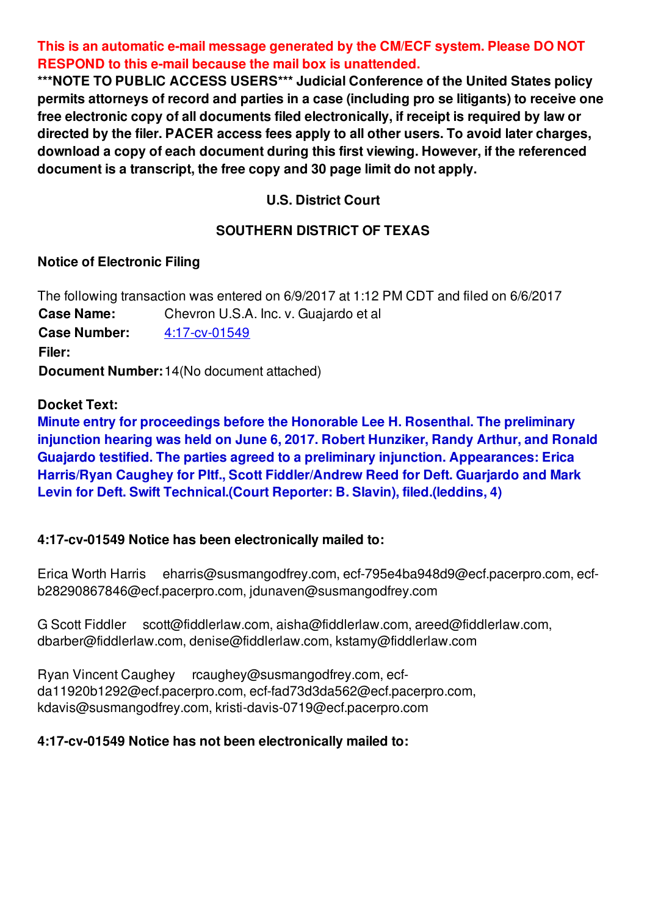**This is an automatic e-mail message generated by the CM/ECF system. Please DO NOT RESPOND to this e-mail because the mail box is unattended.**

**\*\*\*NOTE TO PUBLIC ACCESS USERS\*\*\* Judicial Conference of the United States policy permits attorneys of record and parties in a case (including pro se litigants) to receive one free electronic copy of all documents filed electronically, if receipt is required by law or directed by the filer. PACER access fees apply to all other users. To avoid later charges, download a copy of each document during this first viewing. However, if the referenced document is a transcript, the free copy and 30 page limit do not apply.**

## U.S. District Court

## SOUTHERN DISTRICT OF TEXAS

### Notice of Electronic Filing

The following transaction was entered on 6/9/2017 at 1:12 PM CDT and filed on 6/6/2017

| | |
|---|---|
| **Case Name:** | Chevron U.S.A. Inc. v. Guajardo et al |
| **Case Number:** | 4:17-cv-01549 |
| **Filer:** | |
| **Document Number:** | 14(No document attached) |

**Docket Text:**

**Minute entry for proceedings before the Honorable Lee H. Rosenthal. The preliminary injunction hearing was held on June 6, 2017. Robert Hunziker, Randy Arthur, and Ronald Guajardo testified. The parties agreed to a preliminary injunction. Appearances: Erica Harris/Ryan Caughey for Pltf., Scott Fiddler/Andrew Reed for Deft. Guarjardo and Mark Levin for Deft. Swift Technical.(Court Reporter: B. Slavin), filed.(leddins, 4)**

**4:17-cv-01549 Notice has been electronically mailed to:**

Erica Worth Harris     eharris@susmangodfrey.com, ecf-795e4ba948d9@ecf.pacerpro.com, ecf-b28290867846@ecf.pacerpro.com, jdunaven@susmangodfrey.com

G Scott Fiddler     scott@fiddlerlaw.com, aisha@fiddlerlaw.com, areed@fiddlerlaw.com, dbarber@fiddlerlaw.com, denise@fiddlerlaw.com, kstamy@fiddlerlaw.com

Ryan Vincent Caughey     rcaughey@susmangodfrey.com, ecf-da11920b1292@ecf.pacerpro.com, ecf-fad73d3da562@ecf.pacerpro.com, kdavis@susmangodfrey.com, kristi-davis-0719@ecf.pacerpro.com

**4:17-cv-01549 Notice has not been electronically mailed to:**